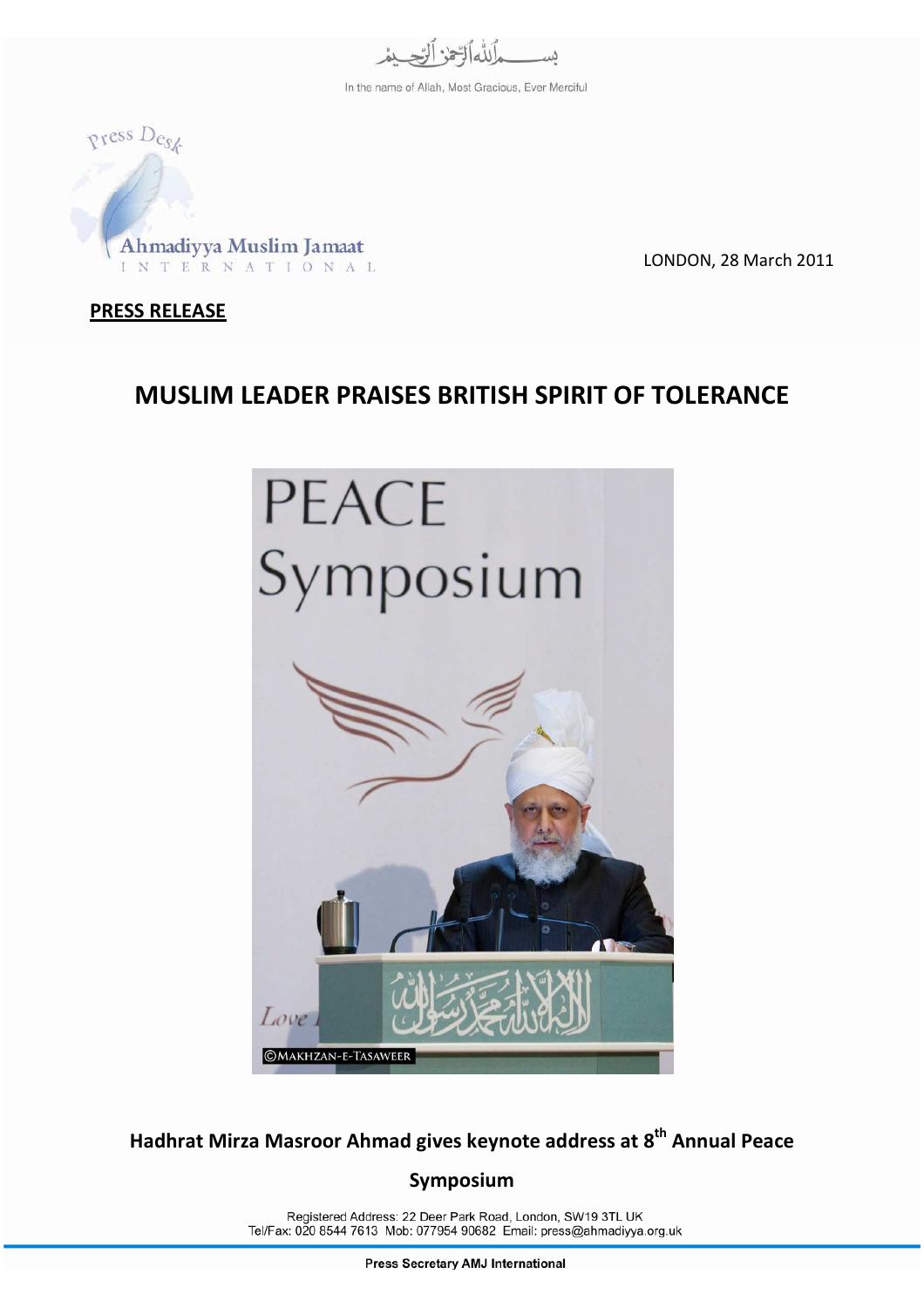بســـمِ اللهِ الرَّحمٰنِ الرَّحِيمِ

In the name of Allah, Most Gracious, Ever Merciful

Press Desk

Ahmadiyya Muslim Jamaat INTERNATIONAL

LONDON, 28 March 2011

**PRESS RELEASE**

# MUSLIM LEADER PRAISES BRITISH SPIRIT OF TOLERANCE

## Hadhrat Mirza Masroor Ahmad gives keynote address at 8th Annual Peace Symposium

Registered Address: 22 Deer Park Road, London, SW19 3TL UK
Tel/Fax: 020 8544 7613 Mob: 077954 90682 Email: press@ahmadiyya.org.uk

Press Secretary AMJ International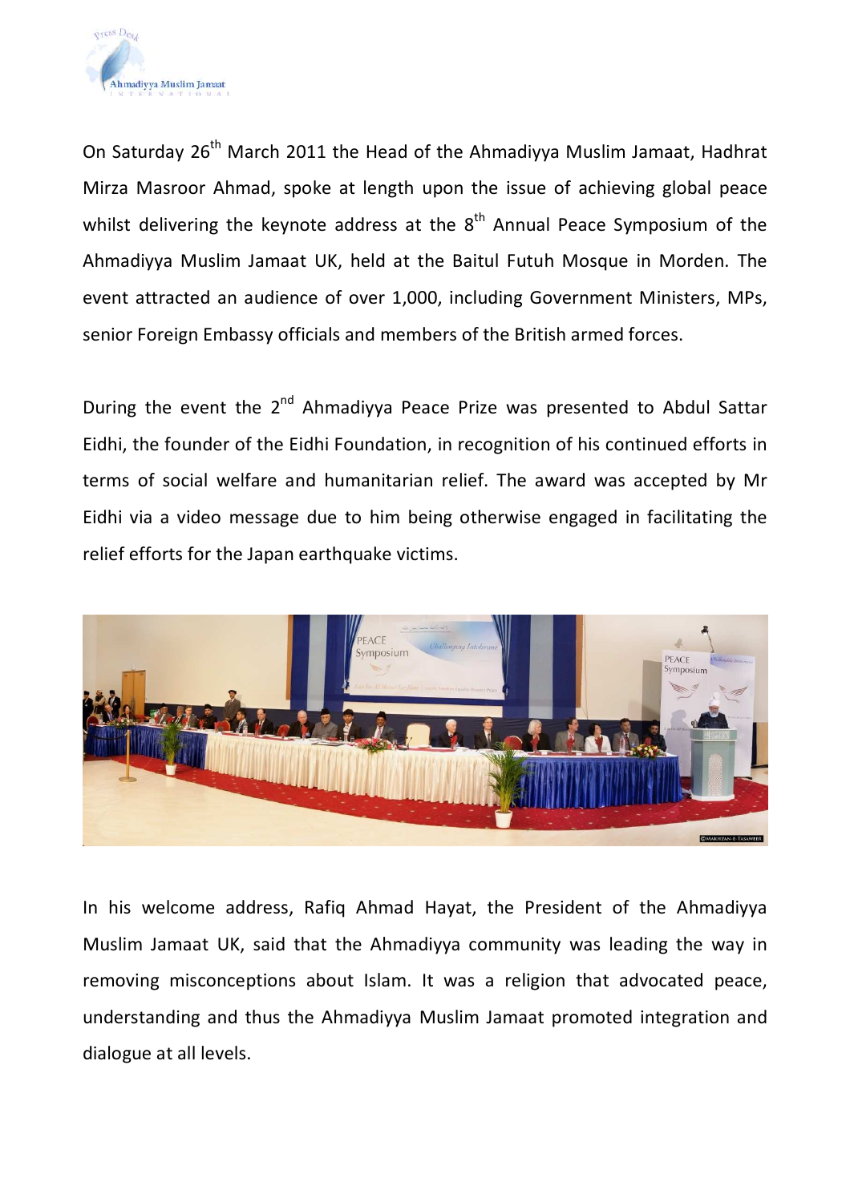On Saturday 26th March 2011 the Head of the Ahmadiyya Muslim Jamaat, Hadhrat Mirza Masroor Ahmad, spoke at length upon the issue of achieving global peace whilst delivering the keynote address at the 8th Annual Peace Symposium of the Ahmadiyya Muslim Jamaat UK, held at the Baitul Futuh Mosque in Morden. The event attracted an audience of over 1,000, including Government Ministers, MPs, senior Foreign Embassy officials and members of the British armed forces.

During the event the 2nd Ahmadiyya Peace Prize was presented to Abdul Sattar Eidhi, the founder of the Eidhi Foundation, in recognition of his continued efforts in terms of social welfare and humanitarian relief. The award was accepted by Mr Eidhi via a video message due to him being otherwise engaged in facilitating the relief efforts for the Japan earthquake victims.

In his welcome address, Rafiq Ahmad Hayat, the President of the Ahmadiyya Muslim Jamaat UK, said that the Ahmadiyya community was leading the way in removing misconceptions about Islam. It was a religion that advocated peace, understanding and thus the Ahmadiyya Muslim Jamaat promoted integration and dialogue at all levels.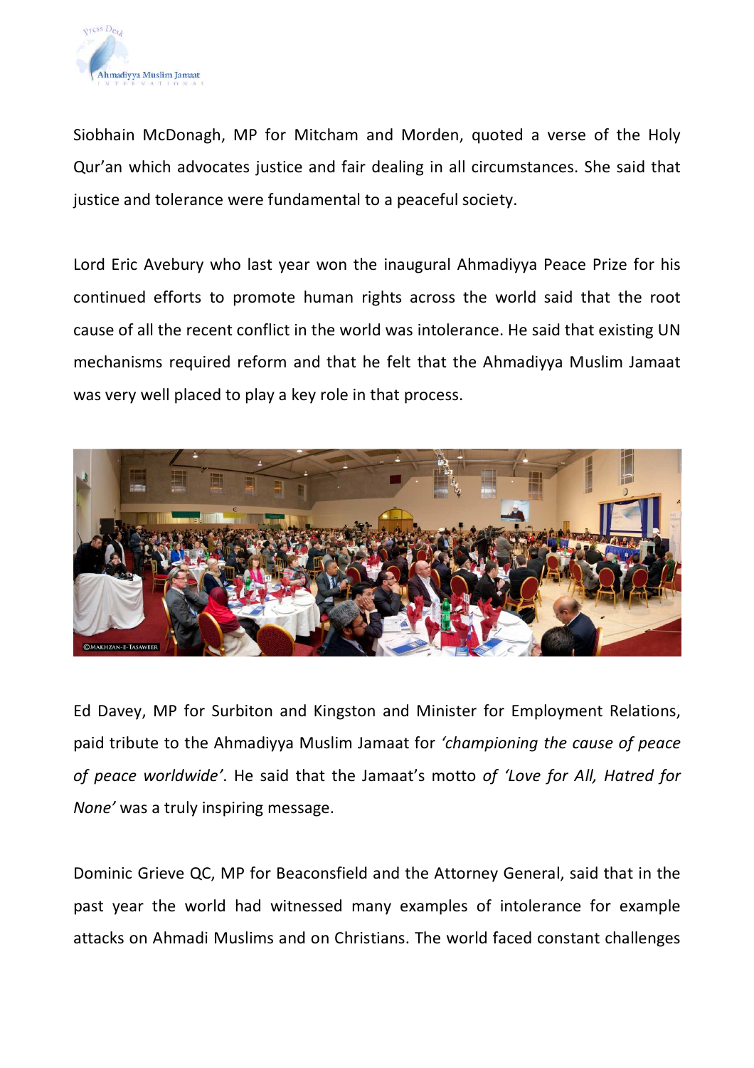Siobhain McDonagh, MP for Mitcham and Morden, quoted a verse of the Holy Qur'an which advocates justice and fair dealing in all circumstances. She said that justice and tolerance were fundamental to a peaceful society.

Lord Eric Avebury who last year won the inaugural Ahmadiyya Peace Prize for his continued efforts to promote human rights across the world said that the root cause of all the recent conflict in the world was intolerance. He said that existing UN mechanisms required reform and that he felt that the Ahmadiyya Muslim Jamaat was very well placed to play a key role in that process.

Ed Davey, MP for Surbiton and Kingston and Minister for Employment Relations, paid tribute to the Ahmadiyya Muslim Jamaat for *'championing the cause of peace of peace worldwide'*. He said that the Jamaat's motto *of 'Love for All, Hatred for None'* was a truly inspiring message.

Dominic Grieve QC, MP for Beaconsfield and the Attorney General, said that in the past year the world had witnessed many examples of intolerance for example attacks on Ahmadi Muslims and on Christians. The world faced constant challenges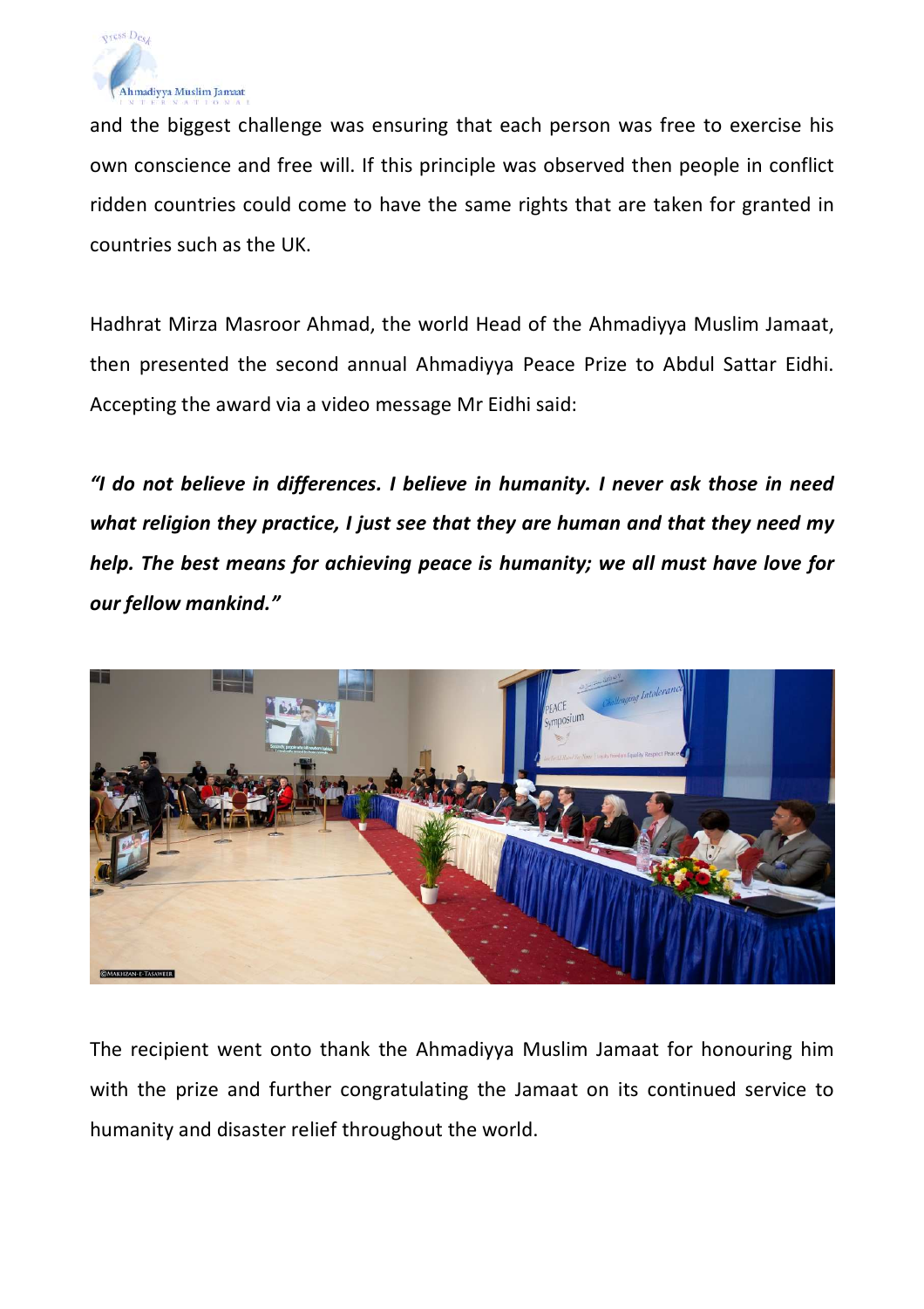and the biggest challenge was ensuring that each person was free to exercise his own conscience and free will. If this principle was observed then people in conflict ridden countries could come to have the same rights that are taken for granted in countries such as the UK.

Hadhrat Mirza Masroor Ahmad, the world Head of the Ahmadiyya Muslim Jamaat, then presented the second annual Ahmadiyya Peace Prize to Abdul Sattar Eidhi. Accepting the award via a video message Mr Eidhi said:

***"I do not believe in differences. I believe in humanity. I never ask those in need what religion they practice, I just see that they are human and that they need my help. The best means for achieving peace is humanity; we all must have love for our fellow mankind."***

The recipient went onto thank the Ahmadiyya Muslim Jamaat for honouring him with the prize and further congratulating the Jamaat on its continued service to humanity and disaster relief throughout the world.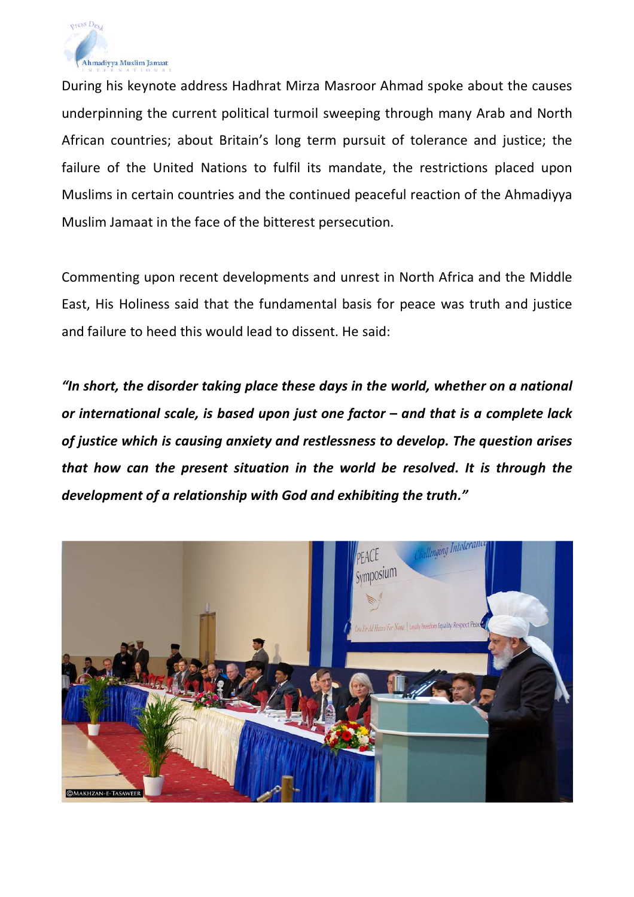During his keynote address Hadhrat Mirza Masroor Ahmad spoke about the causes underpinning the current political turmoil sweeping through many Arab and North African countries; about Britain's long term pursuit of tolerance and justice; the failure of the United Nations to fulfil its mandate, the restrictions placed upon Muslims in certain countries and the continued peaceful reaction of the Ahmadiyya Muslim Jamaat in the face of the bitterest persecution.

Commenting upon recent developments and unrest in North Africa and the Middle East, His Holiness said that the fundamental basis for peace was truth and justice and failure to heed this would lead to dissent. He said:

***"In short, the disorder taking place these days in the world, whether on a national or international scale, is based upon just one factor – and that is a complete lack of justice which is causing anxiety and restlessness to develop. The question arises that how can the present situation in the world be resolved. It is through the development of a relationship with God and exhibiting the truth."***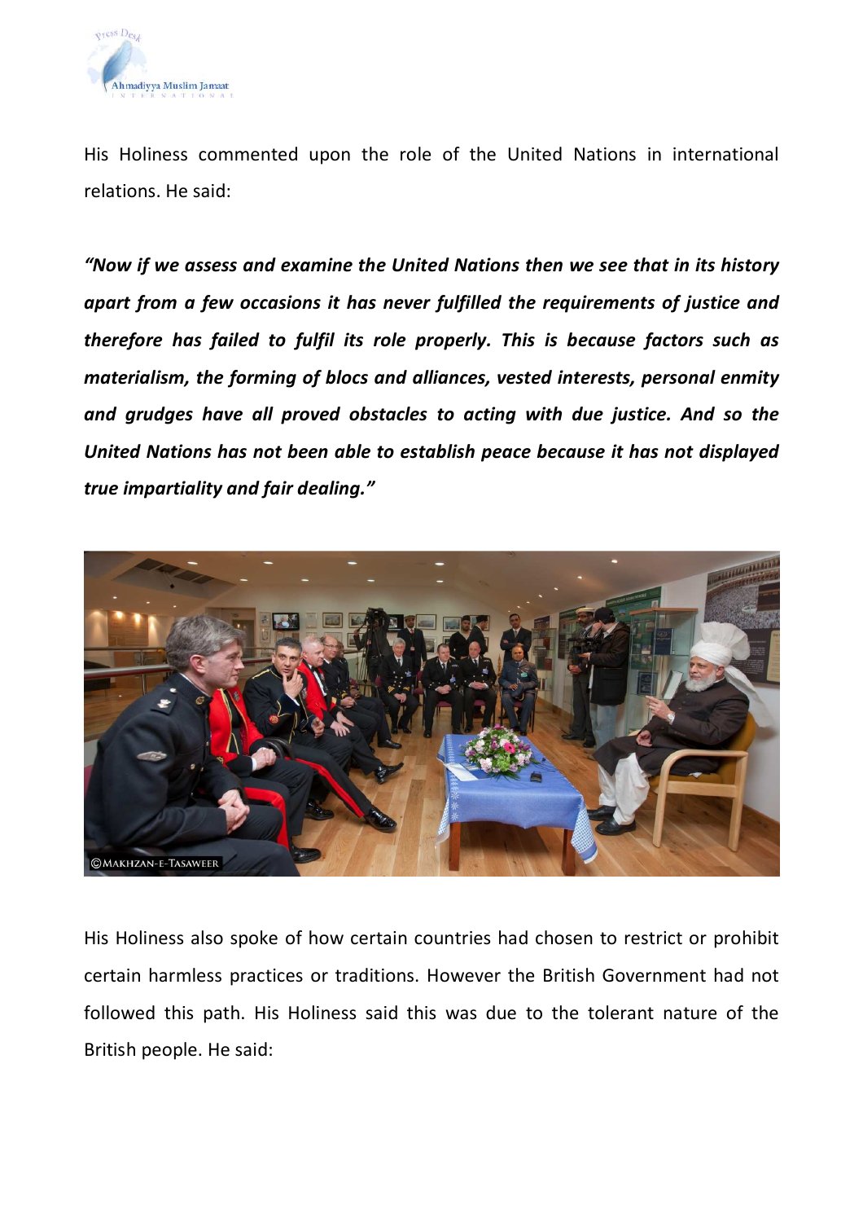His Holiness commented upon the role of the United Nations in international relations. He said:

***"Now if we assess and examine the United Nations then we see that in its history apart from a few occasions it has never fulfilled the requirements of justice and therefore has failed to fulfil its role properly. This is because factors such as materialism, the forming of blocs and alliances, vested interests, personal enmity and grudges have all proved obstacles to acting with due justice. And so the United Nations has not been able to establish peace because it has not displayed true impartiality and fair dealing."***

His Holiness also spoke of how certain countries had chosen to restrict or prohibit certain harmless practices or traditions. However the British Government had not followed this path. His Holiness said this was due to the tolerant nature of the British people. He said: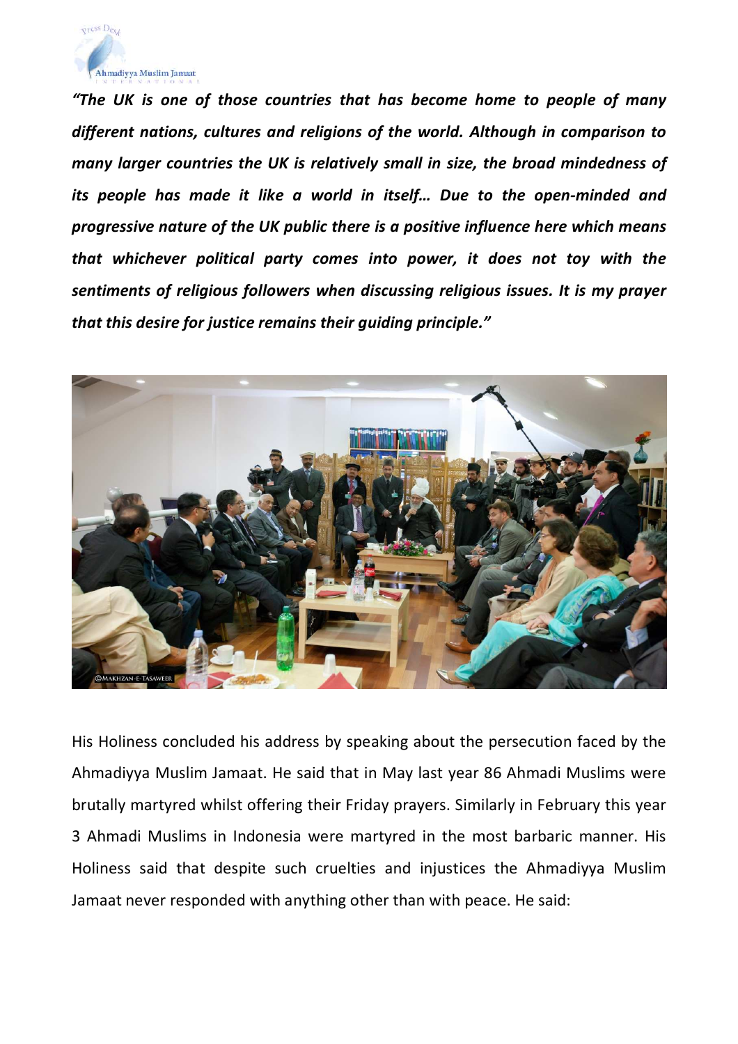***"The UK is one of those countries that has become home to people of many different nations, cultures and religions of the world. Although in comparison to many larger countries the UK is relatively small in size, the broad mindedness of its people has made it like a world in itself… Due to the open-minded and progressive nature of the UK public there is a positive influence here which means that whichever political party comes into power, it does not toy with the sentiments of religious followers when discussing religious issues. It is my prayer that this desire for justice remains their guiding principle."***

His Holiness concluded his address by speaking about the persecution faced by the Ahmadiyya Muslim Jamaat. He said that in May last year 86 Ahmadi Muslims were brutally martyred whilst offering their Friday prayers. Similarly in February this year 3 Ahmadi Muslims in Indonesia were martyred in the most barbaric manner. His Holiness said that despite such cruelties and injustices the Ahmadiyya Muslim Jamaat never responded with anything other than with peace. He said: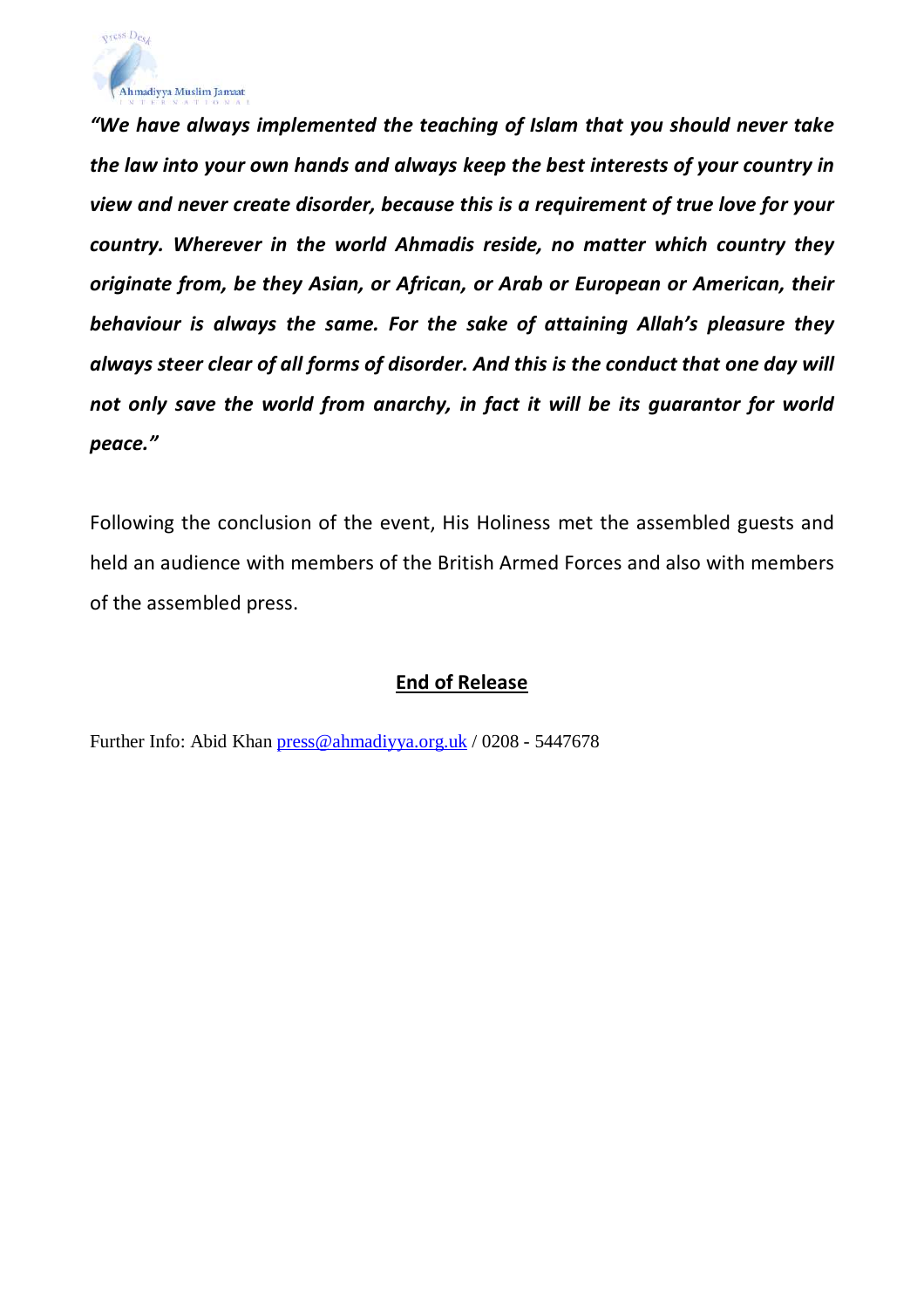*"We have always implemented the teaching of Islam that you should never take the law into your own hands and always keep the best interests of your country in view and never create disorder, because this is a requirement of true love for your country. Wherever in the world Ahmadis reside, no matter which country they originate from, be they Asian, or African, or Arab or European or American, their behaviour is always the same. For the sake of attaining Allah's pleasure they always steer clear of all forms of disorder. And this is the conduct that one day will not only save the world from anarchy, in fact it will be its guarantor for world peace."*

Following the conclusion of the event, His Holiness met the assembled guests and held an audience with members of the British Armed Forces and also with members of the assembled press.

**End of Release**

Further Info: Abid Khan press@ahmadiyya.org.uk / 0208 - 5447678